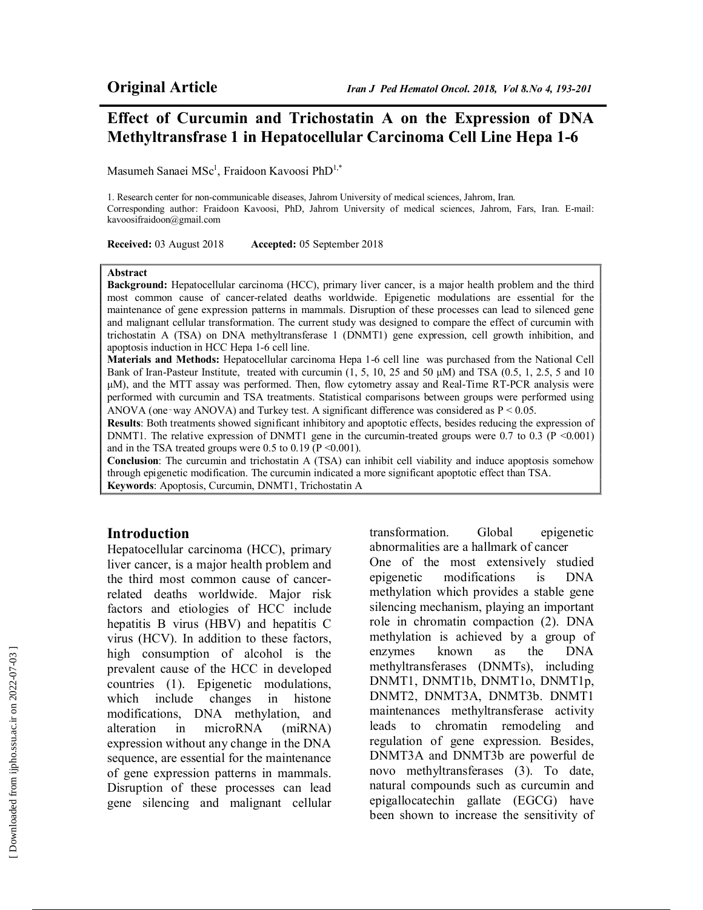**Original Article**

# Effect of Curcumin and Trichostatin A on the Expression of DNA Methyltransfrase 1 in Hepatocellular Carcinoma Cell Line Hepa 1-6

Masumeh Sanaei MSc[1], Fraidoon Kavoosi PhD[1,*]

1. Research center for non-communicable diseases, Jahrom University of medical sciences, Jahrom, Iran.
Corresponding author: Fraidoon Kavoosi, PhD, Jahrom University of medical sciences, Jahrom, Fars, Iran. E-mail: kavoosifraidoon@gmail.com

**Received:** 03 August 2018 **Accepted:** 05 September 2018

**Abstract**

**Background:** Hepatocellular carcinoma (HCC), primary liver cancer, is a major health problem and the third most common cause of cancer-related deaths worldwide. Epigenetic modulations are essential for the maintenance of gene expression patterns in mammals. Disruption of these processes can lead to silenced gene and malignant cellular transformation. The current study was designed to compare the effect of curcumin with trichostatin A (TSA) on DNA methyltransferase 1 (DNMT1) gene expression, cell growth inhibition, and apoptosis induction in HCC Hepa 1-6 cell line.

**Materials and Methods:** Hepatocellular carcinoma Hepa 1-6 cell line was purchased from the National Cell Bank of Iran-Pasteur Institute, treated with curcumin (1, 5, 10, 25 and 50 μM) and TSA (0.5, 1, 2.5, 5 and 10 μM), and the MTT assay was performed. Then, flow cytometry assay and Real-Time RT-PCR analysis were performed with curcumin and TSA treatments. Statistical comparisons between groups were performed using ANOVA (one‑way ANOVA) and Turkey test. A significant difference was considered as $P < 0.05$.

**Results**: Both treatments showed significant inhibitory and apoptotic effects, besides reducing the expression of DNMT1. The relative expression of DNMT1 gene in the curcumin-treated groups were 0.7 to 0.3 ($P < 0.001$) and in the TSA treated groups were 0.5 to 0.19 ($P < 0.001$).

**Conclusion**: The curcumin and trichostatin A (TSA) can inhibit cell viability and induce apoptosis somehow through epigenetic modification. The curcumin indicated a more significant apoptotic effect than TSA.

**Keywords**: Apoptosis, Curcumin, DNMT1, Trichostatin A

## Introduction

Hepatocellular carcinoma (HCC), primary liver cancer, is a major health problem and the third most common cause of cancer-related deaths worldwide. Major risk factors and etiologies of HCC include hepatitis B virus (HBV) and hepatitis C virus (HCV). In addition to these factors, high consumption of alcohol is the prevalent cause of the HCC in developed countries (1). Epigenetic modulations, which include changes in histone modifications, DNA methylation, and alteration in microRNA (miRNA) expression without any change in the DNA sequence, are essential for the maintenance of gene expression patterns in mammals. Disruption of these processes can lead gene silencing and malignant cellular transformation. Global epigenetic abnormalities are a hallmark of cancer

One of the most extensively studied epigenetic modifications is DNA methylation which provides a stable gene silencing mechanism, playing an important role in chromatin compaction (2). DNA methylation is achieved by a group of enzymes known as the DNA methyltransferases (DNMTs), including DNMT1, DNMT1b, DNMT1o, DNMT1p, DNMT2, DNMT3A, DNMT3b. DNMT1 maintenances methyltransferase activity leads to chromatin remodeling and regulation of gene expression. Besides, DNMT3A and DNMT3b are powerful de novo methyltransferases (3). To date, natural compounds such as curcumin and epigallocatechin gallate (EGCG) have been shown to increase the sensitivity of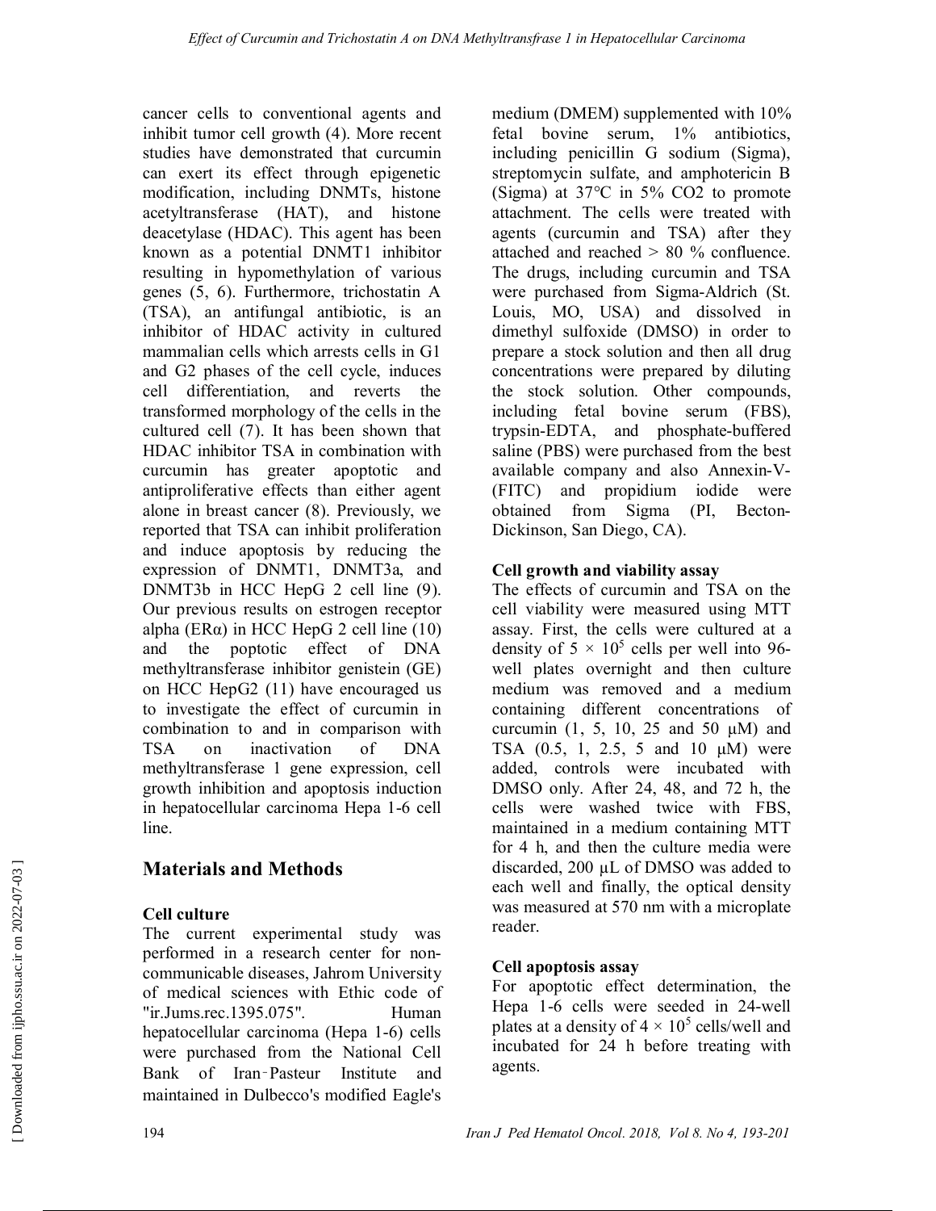cancer cells to conventional agents and inhibit tumor cell growth (4). More recent studies have demonstrated that curcumin can exert its effect through epigenetic modification, including DNMTs, histone acetyltransferase (HAT), and histone deacetylase (HDAC). This agent has been known as a potential DNMT1 inhibitor resulting in hypomethylation of various genes (5, 6). Furthermore, trichostatin A (TSA), an antifungal antibiotic, is an inhibitor of HDAC activity in cultured mammalian cells which arrests cells in G1 and G2 phases of the cell cycle, induces cell differentiation, and reverts the transformed morphology of the cells in the cultured cell (7). It has been shown that HDAC inhibitor TSA in combination with curcumin has greater apoptotic and antiproliferative effects than either agent alone in breast cancer (8). Previously, we reported that TSA can inhibit proliferation and induce apoptosis by reducing the expression of DNMT1, DNMT3a, and DNMT3b in HCC HepG 2 cell line (9). Our previous results on estrogen receptor alpha (ERα) in HCC HepG 2 cell line (10) and the poptotic effect of DNA methyltransferase inhibitor genistein (GE) on HCC HepG2 (11) have encouraged us to investigate the effect of curcumin in combination to and in comparison with TSA on inactivation of DNA methyltransferase 1 gene expression, cell growth inhibition and apoptosis induction in hepatocellular carcinoma Hepa 1-6 cell line.

## Materials and Methods

### Cell culture

The current experimental study was performed in a research center for non-communicable diseases, Jahrom University of medical sciences with Ethic code of "ir.Jums.rec.1395.075". Human hepatocellular carcinoma (Hepa 1-6) cells were purchased from the National Cell Bank of Iran‑Pasteur Institute and maintained in Dulbecco's modified Eagle's medium (DMEM) supplemented with 10% fetal bovine serum, 1% antibiotics, including penicillin G sodium (Sigma), streptomycin sulfate, and amphotericin B (Sigma) at 37°C in 5% CO2 to promote attachment. The cells were treated with agents (curcumin and TSA) after they attached and reached > 80 % confluence. The drugs, including curcumin and TSA were purchased from Sigma-Aldrich (St. Louis, MO, USA) and dissolved in dimethyl sulfoxide (DMSO) in order to prepare a stock solution and then all drug concentrations were prepared by diluting the stock solution. Other compounds, including fetal bovine serum (FBS), trypsin-EDTA, and phosphate-buffered saline (PBS) were purchased from the best available company and also Annexin-V-(FITC) and propidium iodide were obtained from Sigma (PI, Becton-Dickinson, San Diego, CA).

### Cell growth and viability assay

The effects of curcumin and TSA on the cell viability were measured using MTT assay. First, the cells were cultured at a density of $5 \times 10^5$ cells per well into 96-well plates overnight and then culture medium was removed and a medium containing different concentrations of curcumin (1, 5, 10, 25 and 50 μM) and TSA (0.5, 1, 2.5, 5 and 10 μM) were added, controls were incubated with DMSO only. After 24, 48, and 72 h, the cells were washed twice with FBS, maintained in a medium containing MTT for 4 h, and then the culture media were discarded, 200 μL of DMSO was added to each well and finally, the optical density was measured at 570 nm with a microplate reader.

### Cell apoptosis assay

For apoptotic effect determination, the Hepa 1-6 cells were seeded in 24-well plates at a density of $4 \times 10^5$ cells/well and incubated for 24 h before treating with agents.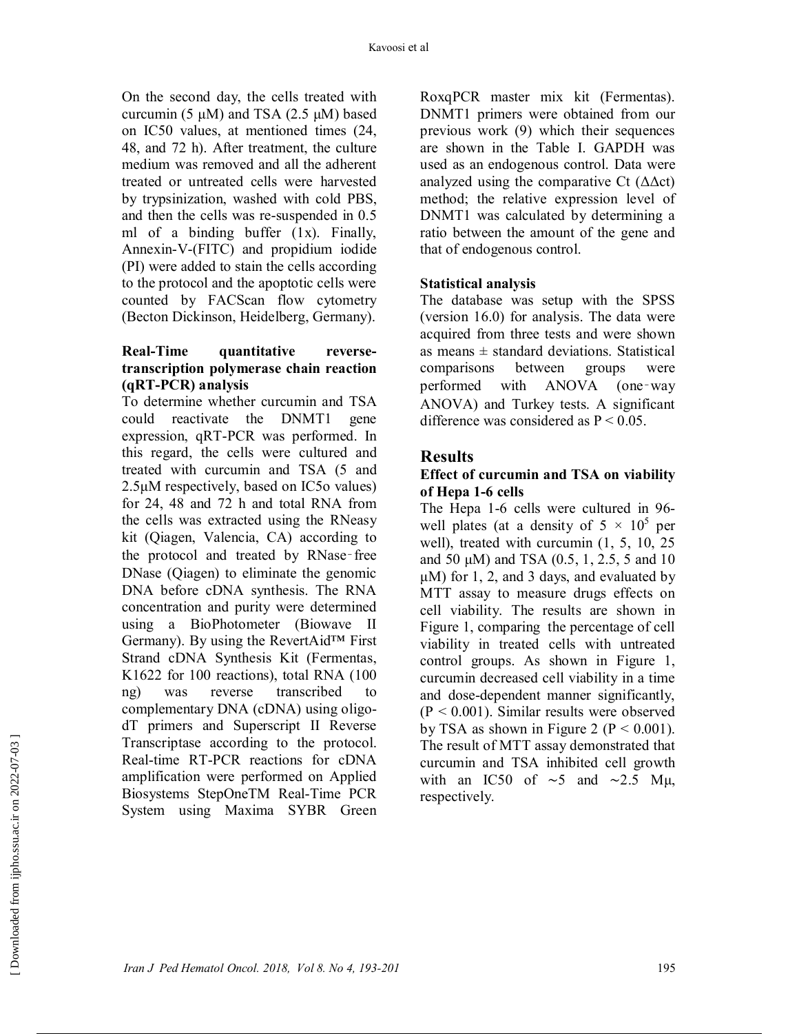On the second day, the cells treated with curcumin (5 μM) and TSA (2.5 μM) based on IC50 values, at mentioned times (24, 48, and 72 h). After treatment, the culture medium was removed and all the adherent treated or untreated cells were harvested by trypsinization, washed with cold PBS, and then the cells was re-suspended in 0.5 ml of a binding buffer (1x). Finally, Annexin-V-(FITC) and propidium iodide (PI) were added to stain the cells according to the protocol and the apoptotic cells were counted by FACScan flow cytometry (Becton Dickinson, Heidelberg, Germany).

**Real-Time quantitative reverse-transcription polymerase chain reaction (qRT-PCR) analysis**

To determine whether curcumin and TSA could reactivate the DNMT1 gene expression, qRT-PCR was performed. In this regard, the cells were cultured and treated with curcumin and TSA (5 and 2.5μM respectively, based on IC5o values) for 24, 48 and 72 h and total RNA from the cells was extracted using the RNeasy kit (Qiagen, Valencia, CA) according to the protocol and treated by RNase‑free DNase (Qiagen) to eliminate the genomic DNA before cDNA synthesis. The RNA concentration and purity were determined using a BioPhotometer (Biowave II Germany). By using the RevertAid™ First Strand cDNA Synthesis Kit (Fermentas, K1622 for 100 reactions), total RNA (100 ng) was reverse transcribed to complementary DNA (cDNA) using oligo-dT primers and Superscript II Reverse Transcriptase according to the protocol. Real-time RT-PCR reactions for cDNA amplification were performed on Applied Biosystems StepOneTM Real-Time PCR System using Maxima SYBR Green RoxqPCR master mix kit (Fermentas). DNMT1 primers were obtained from our previous work (9) which their sequences are shown in the Table I. GAPDH was used as an endogenous control. Data were analyzed using the comparative Ct ($\Delta\Delta$ct) method; the relative expression level of DNMT1 was calculated by determining a ratio between the amount of the gene and that of endogenous control.

**Statistical analysis**

The database was setup with the SPSS (version 16.0) for analysis. The data were acquired from three tests and were shown as means ± standard deviations. Statistical comparisons between groups were performed with ANOVA (one‑way ANOVA) and Turkey tests. A significant difference was considered as $P < 0.05$.

## Results

**Effect of curcumin and TSA on viability of Hepa 1-6 cells**

The Hepa 1-6 cells were cultured in 96-well plates (at a density of $5 \times 10^5$ per well), treated with curcumin (1, 5, 10, 25 and 50 μM) and TSA (0.5, 1, 2.5, 5 and 10 μM) for 1, 2, and 3 days, and evaluated by MTT assay to measure drugs effects on cell viability. The results are shown in Figure 1, comparing the percentage of cell viability in treated cells with untreated control groups. As shown in Figure 1, curcumin decreased cell viability in a time and dose-dependent manner significantly, ($P < 0.001$). Similar results were observed by TSA as shown in Figure 2 ($P < 0.001$). The result of MTT assay demonstrated that curcumin and TSA inhibited cell growth with an IC50 of ~5 and ~2.5 Mμ, respectively.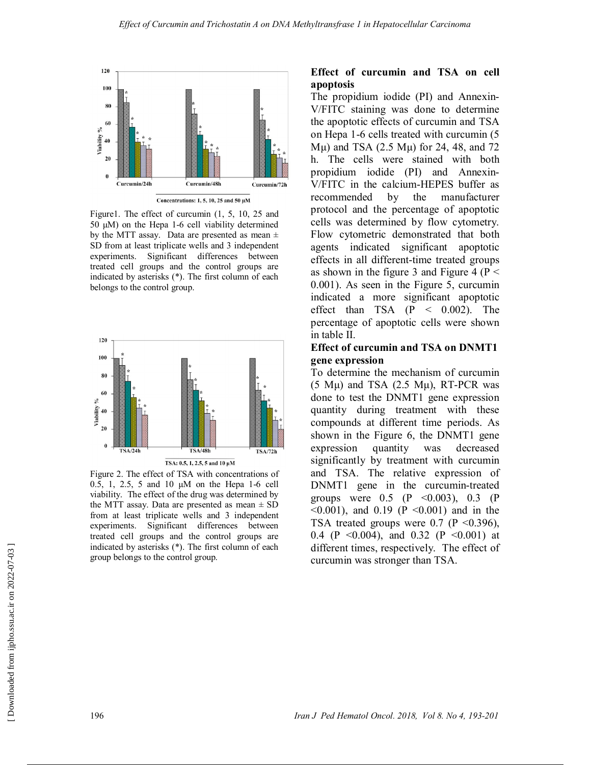Figure1. The effect of curcumin (1, 5, 10, 25 and 50 µM) on the Hepa 1-6 cell viability determined by the MTT assay. Data are presented as mean ± SD from at least triplicate wells and 3 independent experiments. Significant differences between treated cell groups and the control groups are indicated by asterisks (*). The first column of each belongs to the control group.

Figure 2. The effect of TSA with concentrations of 0.5, 1, 2.5, 5 and 10 µM on the Hepa 1-6 cell viability. The effect of the drug was determined by the MTT assay. Data are presented as mean ± SD from at least triplicate wells and 3 independent experiments. Significant differences between treated cell groups and the control groups are indicated by asterisks (*). The first column of each group belongs to the control group.

**Effect of curcumin and TSA on cell apoptosis**

The propidium iodide (PI) and Annexin-V/FITC staining was done to determine the apoptotic effects of curcumin and TSA on Hepa 1-6 cells treated with curcumin (5 Mµ) and TSA (2.5 Mµ) for 24, 48, and 72 h. The cells were stained with both propidium iodide (PI) and Annexin-V/FITC in the calcium-HEPES buffer as recommended by the manufacturer protocol and the percentage of apoptotic cells was determined by flow cytometry. Flow cytometric demonstrated that both agents indicated significant apoptotic effects in all different-time treated groups as shown in the figure 3 and Figure 4 ($P < 0.001$). As seen in the Figure 5, curcumin indicated a more significant apoptotic effect than TSA ($P < 0.002$). The percentage of apoptotic cells were shown in table II.

**Effect of curcumin and TSA on DNMT1 gene expression**

To determine the mechanism of curcumin (5 Mµ) and TSA (2.5 Mµ), RT-PCR was done to test the DNMT1 gene expression quantity during treatment with these compounds at different time periods. As shown in the Figure 6, the DNMT1 gene expression quantity was decreased significantly by treatment with curcumin and TSA. The relative expression of DNMT1 gene in the curcumin-treated groups were 0.5 ($P < 0.003$), 0.3 ($P < 0.001$), and 0.19 ($P < 0.001$) and in the TSA treated groups were 0.7 ($P < 0.396$), 0.4 ($P < 0.004$), and 0.32 ($P < 0.001$) at different times, respectively. The effect of curcumin was stronger than TSA.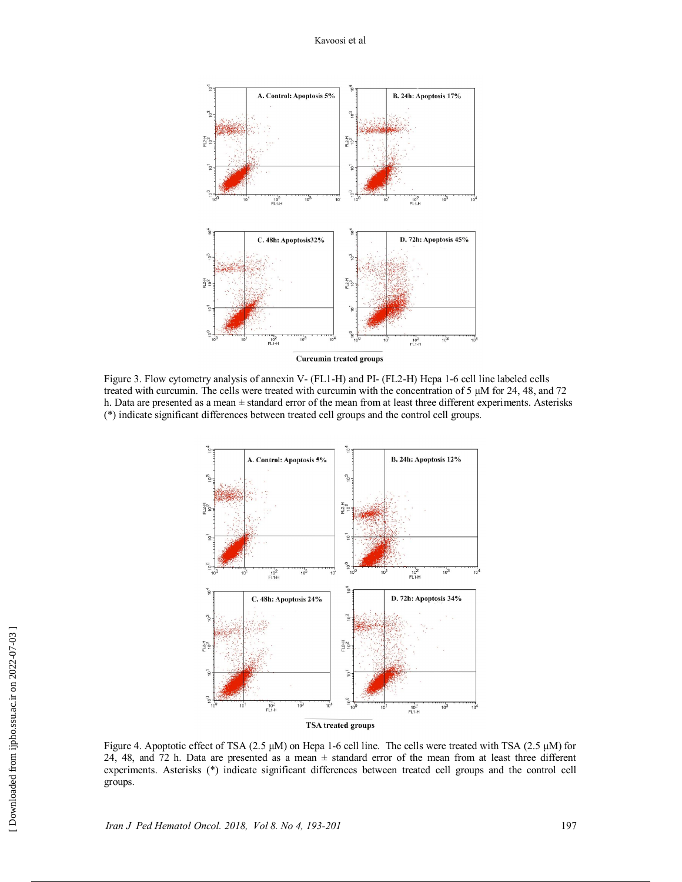A. Control: Apoptosis 5%

B. 24h: Apoptosis 17%

C. 48h: Apoptosis32%

D. 72h: Apoptosis 45%

**Curcumin treated groups**

Figure 3. Flow cytometry analysis of annexin V- (FL1-H) and PI- (FL2-H) Hepa 1-6 cell line labeled cells treated with curcumin. The cells were treated with curcumin with the concentration of 5 μM for 24, 48, and 72 h. Data are presented as a mean ± standard error of the mean from at least three different experiments. Asterisks (*) indicate significant differences between treated cell groups and the control cell groups.

A. Control: Apoptosis 5%

B. 24h: Apoptosis 12%

C. 48h: Apoptosis 24%

D. 72h: Apoptosis 34%

**TSA treated groups**

Figure 4. Apoptotic effect of TSA (2.5 μM) on Hepa 1-6 cell line. The cells were treated with TSA (2.5 μM) for 24, 48, and 72 h. Data are presented as a mean ± standard error of the mean from at least three different experiments. Asterisks (*) indicate significant differences between treated cell groups and the control cell groups.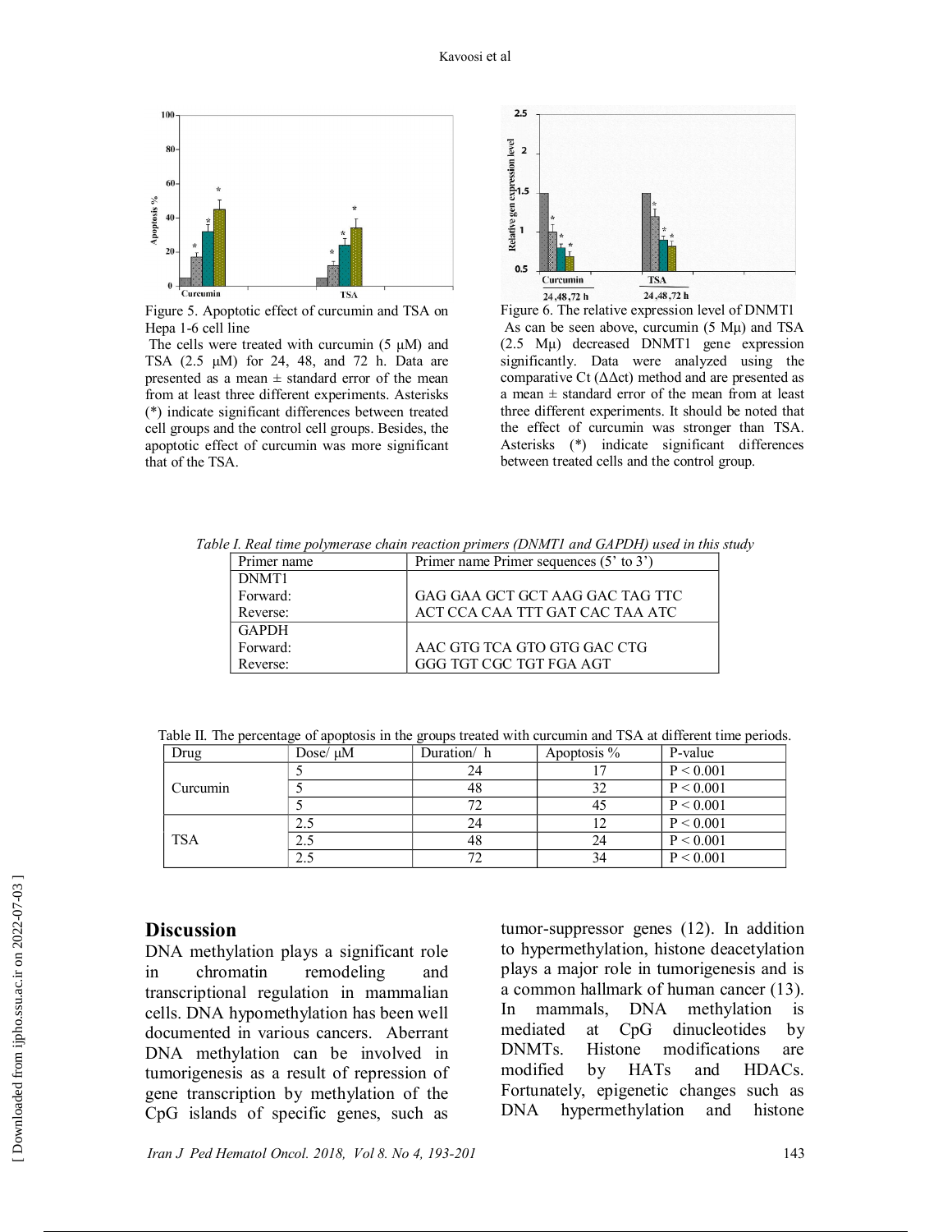Figure 5. Apoptotic effect of curcumin and TSA on Hepa 1-6 cell line

The cells were treated with curcumin (5 μM) and TSA (2.5 μM) for 24, 48, and 72 h. Data are presented as a mean ± standard error of the mean from at least three different experiments. Asterisks (*) indicate significant differences between treated cell groups and the control cell groups. Besides, the apoptotic effect of curcumin was more significant that of the TSA.

Figure 6. The relative expression level of DNMT1

As can be seen above, curcumin (5 Mμ) and TSA (2.5 Mμ) decreased DNMT1 gene expression significantly. Data were analyzed using the comparative Ct (ΔΔct) method and are presented as a mean ± standard error of the mean from at least three different experiments. It should be noted that the effect of curcumin was stronger than TSA. Asterisks (*) indicate significant differences between treated cells and the control group.

*Table I. Real time polymerase chain reaction primers (DNMT1 and GAPDH) used in this study*

| Primer name | Primer name Primer sequences (5' to 3') |
|---|---|
| DNMT1 | |
| Forward: | GAG GAA GCT GCT AAG GAC TAG TTC |
| Reverse: | ACT CCA CAA TTT GAT CAC TAA ATC |
| GAPDH | |
| Forward: | AAC GTG TCA GTO GTG GAC CTG |
| Reverse: | GGG TGT CGC TGT FGA AGT |

Table II. The percentage of apoptosis in the groups treated with curcumin and TSA at different time periods.

| Drug | Dose/ μM | Duration/ h | Apoptosis % | P-value |
|---|---|---|---|---|
| Curcumin | 5 | 24 | 17 | P < 0.001 |
| | 5 | 48 | 32 | P < 0.001 |
| | 5 | 72 | 45 | P < 0.001 |
| TSA | 2.5 | 24 | 12 | P < 0.001 |
| | 2.5 | 48 | 24 | P < 0.001 |
| | 2.5 | 72 | 34 | P < 0.001 |

## Discussion

DNA methylation plays a significant role in chromatin remodeling and transcriptional regulation in mammalian cells. DNA hypomethylation has been well documented in various cancers. Aberrant DNA methylation can be involved in tumorigenesis as a result of repression of gene transcription by methylation of the CpG islands of specific genes, such as tumor-suppressor genes (12). In addition to hypermethylation, histone deacetylation plays a major role in tumorigenesis and is a common hallmark of human cancer (13). In mammals, DNA methylation is mediated at CpG dinucleotides by DNMTs. Histone modifications are modified by HATs and HDACs. Fortunately, epigenetic changes such as DNA hypermethylation and histone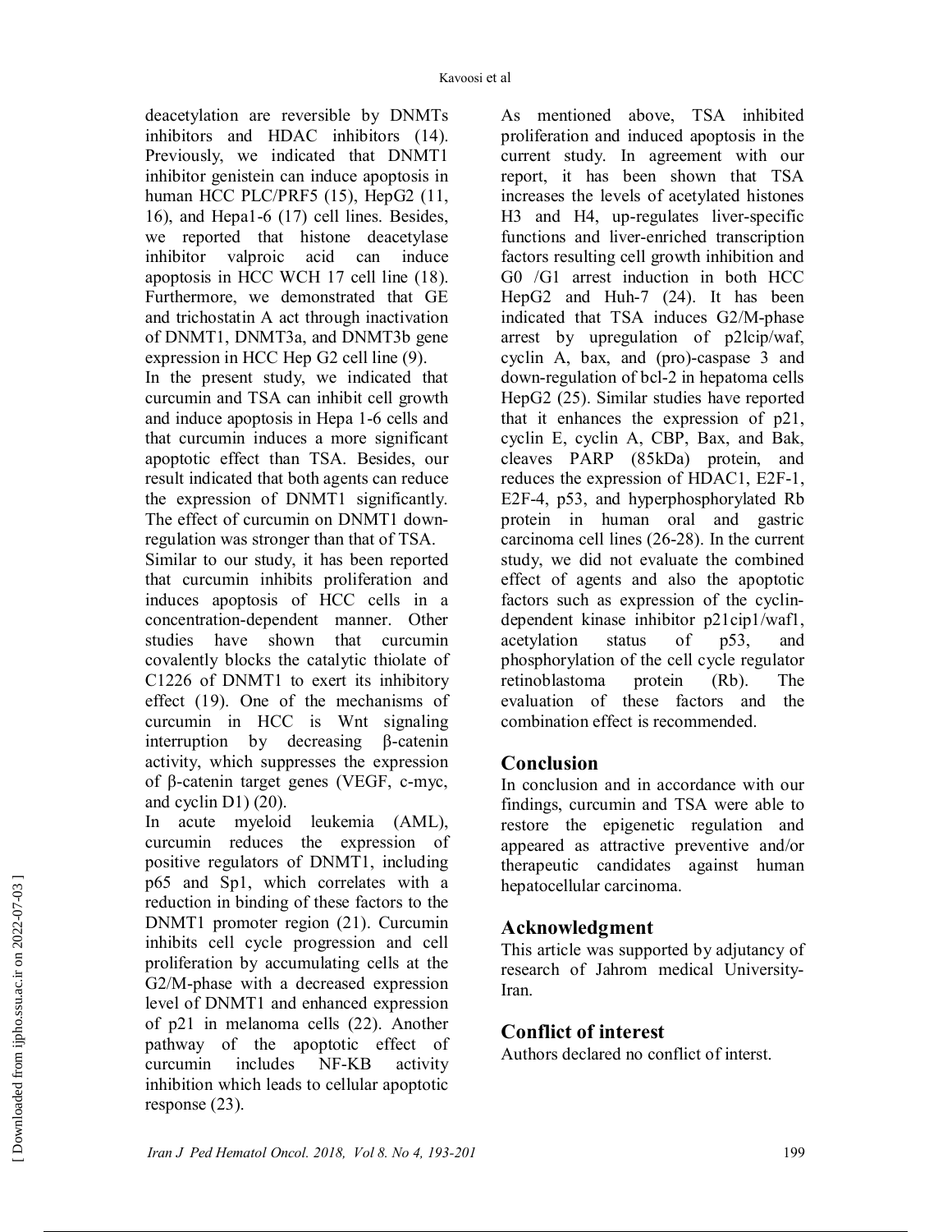deacetylation are reversible by DNMTs inhibitors and HDAC inhibitors (14). Previously, we indicated that DNMT1 inhibitor genistein can induce apoptosis in human HCC PLC/PRF5 (15), HepG2 (11, 16), and Hepa1-6 (17) cell lines. Besides, we reported that histone deacetylase inhibitor valproic acid can induce apoptosis in HCC WCH 17 cell line (18). Furthermore, we demonstrated that GE and trichostatin A act through inactivation of DNMT1, DNMT3a, and DNMT3b gene expression in HCC Hep G2 cell line (9).

In the present study, we indicated that curcumin and TSA can inhibit cell growth and induce apoptosis in Hepa 1-6 cells and that curcumin induces a more significant apoptotic effect than TSA. Besides, our result indicated that both agents can reduce the expression of DNMT1 significantly. The effect of curcumin on DNMT1 down-regulation was stronger than that of TSA.

Similar to our study, it has been reported that curcumin inhibits proliferation and induces apoptosis of HCC cells in a concentration-dependent manner. Other studies have shown that curcumin covalently blocks the catalytic thiolate of C1226 of DNMT1 to exert its inhibitory effect (19). One of the mechanisms of curcumin in HCC is Wnt signaling interruption by decreasing β-catenin activity, which suppresses the expression of β-catenin target genes (VEGF, c-myc, and cyclin D1) (20).

In acute myeloid leukemia (AML), curcumin reduces the expression of positive regulators of DNMT1, including p65 and Sp1, which correlates with a reduction in binding of these factors to the DNMT1 promoter region (21). Curcumin inhibits cell cycle progression and cell proliferation by accumulating cells at the G2/M-phase with a decreased expression level of DNMT1 and enhanced expression of p21 in melanoma cells (22). Another pathway of the apoptotic effect of curcumin includes NF-KB activity inhibition which leads to cellular apoptotic response (23).

As mentioned above, TSA inhibited proliferation and induced apoptosis in the current study. In agreement with our report, it has been shown that TSA increases the levels of acetylated histones H3 and H4, up-regulates liver-specific functions and liver-enriched transcription factors resulting cell growth inhibition and G0 /G1 arrest induction in both HCC HepG2 and Huh-7 (24). It has been indicated that TSA induces G2/M-phase arrest by upregulation of p21cip/waf, cyclin A, bax, and (pro)-caspase 3 and down-regulation of bcl-2 in hepatoma cells HepG2 (25). Similar studies have reported that it enhances the expression of p21, cyclin E, cyclin A, CBP, Bax, and Bak, cleaves PARP (85kDa) protein, and reduces the expression of HDAC1, E2F-1, E2F-4, p53, and hyperphosphorylated Rb protein in human oral and gastric carcinoma cell lines (26-28). In the current study, we did not evaluate the combined effect of agents and also the apoptotic factors such as expression of the cyclin-dependent kinase inhibitor p21cip1/waf1, acetylation status of p53, and phosphorylation of the cell cycle regulator retinoblastoma protein (Rb). The evaluation of these factors and the combination effect is recommended.

## Conclusion

In conclusion and in accordance with our findings, curcumin and TSA were able to restore the epigenetic regulation and appeared as attractive preventive and/or therapeutic candidates against human hepatocellular carcinoma.

## Acknowledgment

This article was supported by adjutancy of research of Jahrom medical University-Iran.

## Conflict of interest

Authors declared no conflict of interst.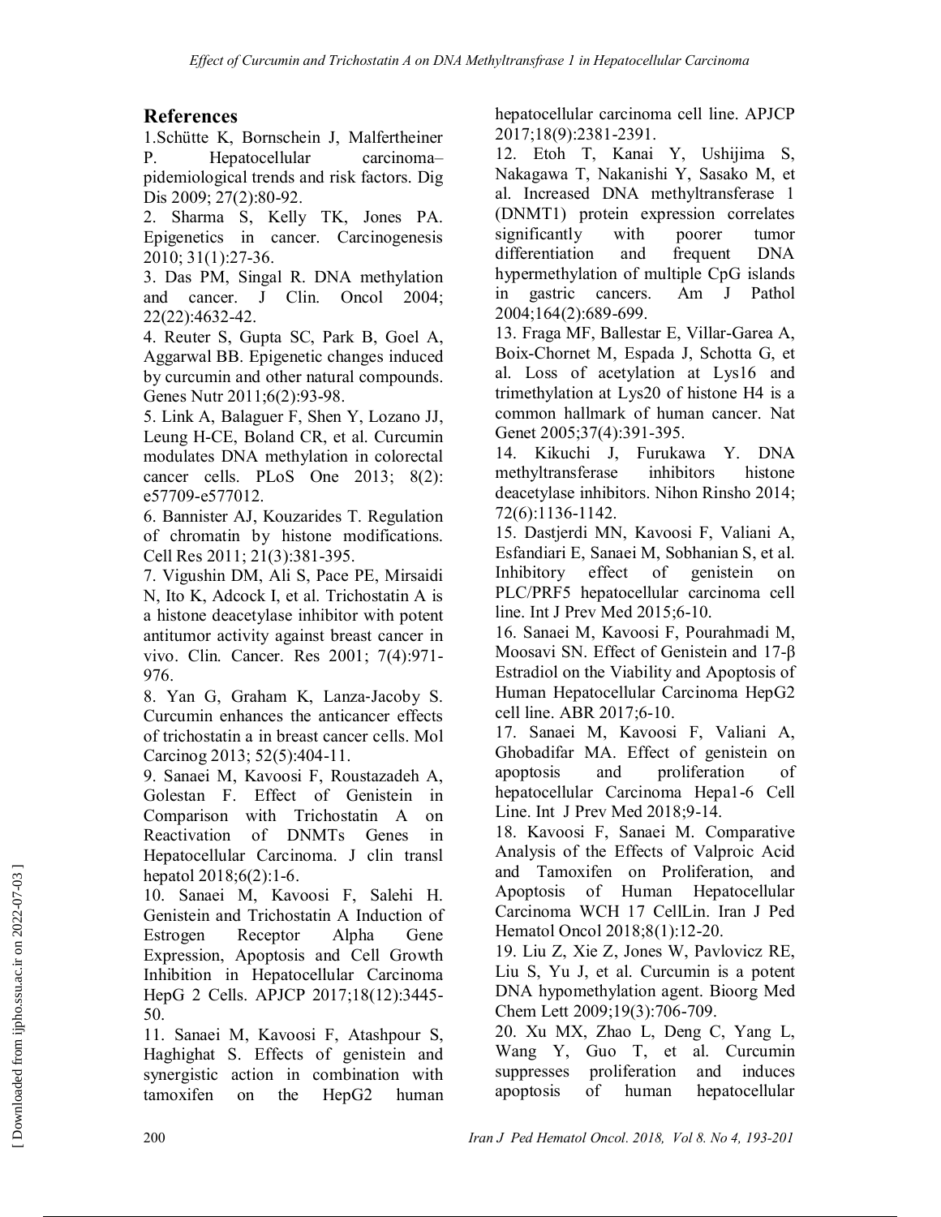## References

1.Schütte K, Bornschein J, Malfertheiner P. Hepatocellular carcinoma–pidemiological trends and risk factors. Dig Dis 2009; 27(2):80-92.

2. Sharma S, Kelly TK, Jones PA. Epigenetics in cancer. Carcinogenesis 2010; 31(1):27-36.

3. Das PM, Singal R. DNA methylation and cancer. J Clin. Oncol 2004; 22(22):4632-42.

4. Reuter S, Gupta SC, Park B, Goel A, Aggarwal BB. Epigenetic changes induced by curcumin and other natural compounds. Genes Nutr 2011;6(2):93-98.

5. Link A, Balaguer F, Shen Y, Lozano JJ, Leung H-CE, Boland CR, et al. Curcumin modulates DNA methylation in colorectal cancer cells. PLoS One 2013; 8(2): e57709-e577012.

6. Bannister AJ, Kouzarides T. Regulation of chromatin by histone modifications. Cell Res 2011; 21(3):381-395.

7. Vigushin DM, Ali S, Pace PE, Mirsaidi N, Ito K, Adcock I, et al. Trichostatin A is a histone deacetylase inhibitor with potent antitumor activity against breast cancer in vivo. Clin. Cancer. Res 2001; 7(4):971-976.

8. Yan G, Graham K, Lanza-Jacoby S. Curcumin enhances the anticancer effects of trichostatin a in breast cancer cells. Mol Carcinog 2013; 52(5):404-11.

9. Sanaei M, Kavoosi F, Roustazadeh A, Golestan F. Effect of Genistein in Comparison with Trichostatin A on Reactivation of DNMTs Genes in Hepatocellular Carcinoma. J clin transl hepatol 2018;6(2):1-6.

10. Sanaei M, Kavoosi F, Salehi H. Genistein and Trichostatin A Induction of Estrogen Receptor Alpha Gene Expression, Apoptosis and Cell Growth Inhibition in Hepatocellular Carcinoma HepG 2 Cells. APJCP 2017;18(12):3445-50.

11. Sanaei M, Kavoosi F, Atashpour S, Haghighat S. Effects of genistein and synergistic action in combination with tamoxifen on the HepG2 human hepatocellular carcinoma cell line. APJCP 2017;18(9):2381-2391.

12. Etoh T, Kanai Y, Ushijima S, Nakagawa T, Nakanishi Y, Sasako M, et al. Increased DNA methyltransferase 1 (DNMT1) protein expression correlates significantly with poorer tumor differentiation and frequent DNA hypermethylation of multiple CpG islands in gastric cancers. Am J Pathol 2004;164(2):689-699.

13. Fraga MF, Ballestar E, Villar-Garea A, Boix-Chornet M, Espada J, Schotta G, et al. Loss of acetylation at Lys16 and trimethylation at Lys20 of histone H4 is a common hallmark of human cancer. Nat Genet 2005;37(4):391-395.

14. Kikuchi J, Furukawa Y. DNA methyltransferase inhibitors histone deacetylase inhibitors. Nihon Rinsho 2014; 72(6):1136-1142.

15. Dastjerdi MN, Kavoosi F, Valiani A, Esfandiari E, Sanaei M, Sobhanian S, et al. Inhibitory effect of genistein on PLC/PRF5 hepatocellular carcinoma cell line. Int J Prev Med 2015;6-10.

16. Sanaei M, Kavoosi F, Pourahmadi M, Moosavi SN. Effect of Genistein and 17-β Estradiol on the Viability and Apoptosis of Human Hepatocellular Carcinoma HepG2 cell line. ABR 2017;6-10.

17. Sanaei M, Kavoosi F, Valiani A, Ghobadifar MA. Effect of genistein on apoptosis and proliferation of hepatocellular Carcinoma Hepa1-6 Cell Line. Int J Prev Med 2018;9-14.

18. Kavoosi F, Sanaei M. Comparative Analysis of the Effects of Valproic Acid and Tamoxifen on Proliferation, and Apoptosis of Human Hepatocellular Carcinoma WCH 17 CellLin. Iran J Ped Hematol Oncol 2018;8(1):12-20.

19. Liu Z, Xie Z, Jones W, Pavlovicz RE, Liu S, Yu J, et al. Curcumin is a potent DNA hypomethylation agent. Bioorg Med Chem Lett 2009;19(3):706-709.

20. Xu MX, Zhao L, Deng C, Yang L, Wang Y, Guo T, et al. Curcumin suppresses proliferation and induces apoptosis of human hepatocellular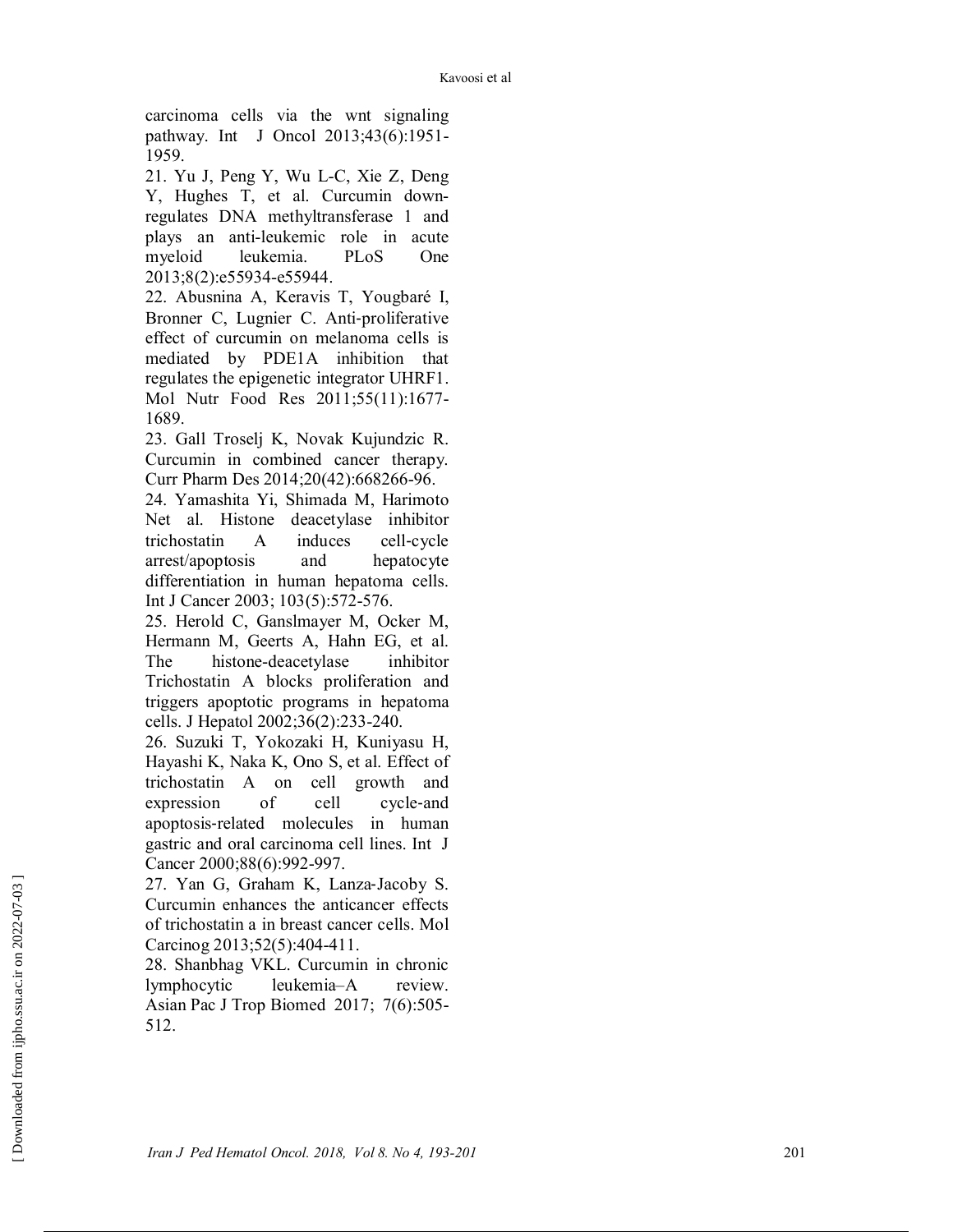carcinoma cells via the wnt signaling pathway. Int J Oncol 2013;43(6):1951-1959.

21. Yu J, Peng Y, Wu L-C, Xie Z, Deng Y, Hughes T, et al. Curcumin down-regulates DNA methyltransferase 1 and plays an anti-leukemic role in acute myeloid leukemia. PLoS One 2013;8(2):e55934-e55944.

22. Abusnina A, Keravis T, Yougbaré I, Bronner C, Lugnier C. Anti-proliferative effect of curcumin on melanoma cells is mediated by PDE1A inhibition that regulates the epigenetic integrator UHRF1. Mol Nutr Food Res 2011;55(11):1677-1689.

23. Gall Troselj K, Novak Kujundzic R. Curcumin in combined cancer therapy. Curr Pharm Des 2014;20(42):668266-96.

24. Yamashita Yi, Shimada M, Harimoto Net al. Histone deacetylase inhibitor trichostatin A induces cell-cycle arrest/apoptosis and hepatocyte differentiation in human hepatoma cells. Int J Cancer 2003; 103(5):572-576.

25. Herold C, Ganslmayer M, Ocker M, Hermann M, Geerts A, Hahn EG, et al. The histone-deacetylase inhibitor Trichostatin A blocks proliferation and triggers apoptotic programs in hepatoma cells. J Hepatol 2002;36(2):233-240.

26. Suzuki T, Yokozaki H, Kuniyasu H, Hayashi K, Naka K, Ono S, et al. Effect of trichostatin A on cell growth and expression of cell cycle-and apoptosis-related molecules in human gastric and oral carcinoma cell lines. Int J Cancer 2000;88(6):992-997.

27. Yan G, Graham K, Lanza-Jacoby S. Curcumin enhances the anticancer effects of trichostatin a in breast cancer cells. Mol Carcinog 2013;52(5):404-411.

28. Shanbhag VKL. Curcumin in chronic lymphocytic leukemia–A review. Asian Pac J Trop Biomed 2017; 7(6):505-512.